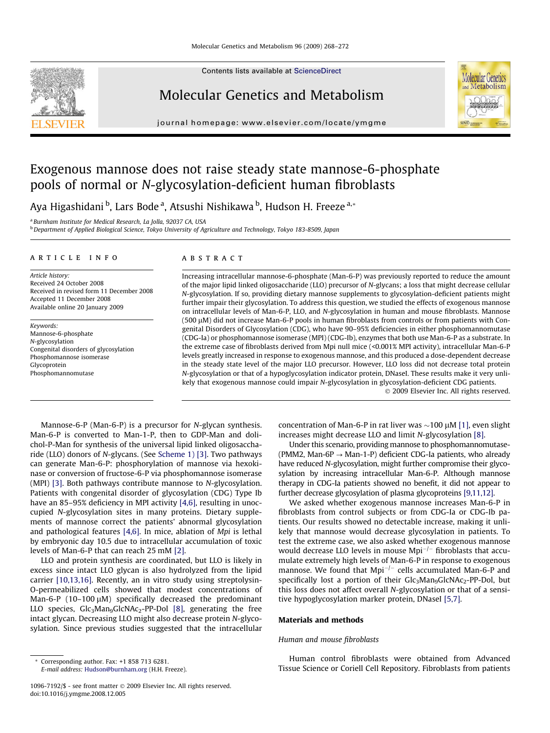# Exogenous mannose does not raise steady state mannose-6-phosphate pools of normal or *N*-glycosylation-deficient human fibroblasts

Aya Higashidani [b], Lars Bode [a], Atsushi Nishikawa [b], Hudson H. Freeze [a,*]

[a] Burnham Institute for Medical Research, La Jolla, 92037 CA, USA

[b] Department of Applied Biological Science, Tokyo University of Agriculture and Technology, Tokyo 183-8509, Japan

## ARTICLE INFO

*Article history:*
Received 24 October 2008
Received in revised form 11 December 2008
Accepted 11 December 2008
Available online 20 January 2009

*Keywords:*
Mannose-6-phosphate
*N*-glycosylation
Congenital disorders of glycosylation
Phosphomannose isomerase
Glycoprotein
Phosphomannomutase

## ABSTRACT

Increasing intracellular mannose-6-phosphate (Man-6-P) was previously reported to reduce the amount of the major lipid linked oligosaccharide (LLO) precursor of *N*-glycans; a loss that might decrease cellular *N*-glycosylation. If so, providing dietary mannose supplements to glycosylation-deficient patients might further impair their glycosylation. To address this question, we studied the effects of exogenous mannose on intracellular levels of Man-6-P, LLO, and *N*-glycosylation in human and mouse fibroblasts. Mannose (500 μM) did not increase Man-6-P pools in human fibroblasts from controls or from patients with Congenital Disorders of Glycosylation (CDG), who have 90–95% deficiencies in either phosphomannomutase (CDG-Ia) or phosphomannose isomerase (MPI) (CDG-Ib), enzymes that both use Man-6-P as a substrate. In the extreme case of fibroblasts derived from Mpi null mice (<0.001% MPI activity), intracellular Man-6-P levels greatly increased in response to exogenous mannose, and this produced a dose-dependent decrease in the steady state level of the major LLO precursor. However, LLO loss did not decrease total protein *N*-glycosylation or that of a hypoglycosylation indicator protein, DNaseI. These results make it very unlikely that exogenous mannose could impair *N*-glycosylation in glycosylation-deficient CDG patients.

© 2009 Elsevier Inc. All rights reserved.

Mannose-6-P (Man-6-P) is a precursor for *N*-glycan synthesis. Man-6-P is converted to Man-1-P, then to GDP-Man and dolichol-P-Man for synthesis of the universal lipid linked oligosaccharide (LLO) donors of *N*-glycans. (See Scheme 1) [3]. Two pathways can generate Man-6-P: phosphorylation of mannose via hexokinase or conversion of fructose-6-P via phosphomannose isomerase (MPI) [3]. Both pathways contribute mannose to *N*-glycosylation. Patients with congenital disorder of glycosylation (CDG) Type Ib have an 85–95% deficiency in MPI activity [4,6], resulting in unoccupied *N*-glycosylation sites in many proteins. Dietary supplements of mannose correct the patients' abnormal glycosylation and pathological features [4,6]. In mice, ablation of *Mpi* is lethal by embryonic day 10.5 due to intracellular accumulation of toxic levels of Man-6-P that can reach 25 mM [2].

LLO and protein synthesis are coordinated, but LLO is likely in excess since intact LLO glycan is also hydrolyzed from the lipid carrier [10,13,16]. Recently, an in vitro study using streptolysin-O-permeabilized cells showed that modest concentrations of Man-6-P (10–100 μM) specifically decreased the predominant LLO species, $Glc_3Man_9GlcNAc_2$-PP-Dol [8], generating the free intact glycan. Decreasing LLO might also decrease protein *N*-glycosylation. Since previous studies suggested that the intracellular concentration of Man-6-P in rat liver was ~100 μM [1], even slight increases might decrease LLO and limit *N*-glycosylation [8].

Under this scenario, providing mannose to phosphomannomutase-(PMM2, Man-6P → Man-1-P) deficient CDG-Ia patients, who already have reduced *N*-glycosylation, might further compromise their glycosylation by increasing intracellular Man-6-P. Although mannose therapy in CDG-Ia patients showed no benefit, it did not appear to further decrease glycosylation of plasma glycoproteins [9,11,12].

We asked whether exogenous mannose increases Man-6-P in fibroblasts from control subjects or from CDG-Ia or CDG-Ib patients. Our results showed no detectable increase, making it unlikely that mannose would decrease glycosylation in patients. To test the extreme case, we also asked whether exogenous mannose would decrease LLO levels in mouse $Mpi^{-/-}$ fibroblasts that accumulate extremely high levels of Man-6-P in response to exogenous mannose. We found that $Mpi^{-/-}$ cells accumulated Man-6-P and specifically lost a portion of their $Glc_3Man_9GlcNAc_2$-PP-Dol, but this loss does not affect overall *N*-glycosylation or that of a sensitive hypoglycosylation marker protein, DNaseI [5,7].

## Materials and methods

### Human and mouse fibroblasts

Human control fibroblasts were obtained from Advanced Tissue Science or Coriell Cell Repository. Fibroblasts from patients

\* Corresponding author. Fax: +1 858 713 6281.
*E-mail address:* Hudson@burnham.org (H.H. Freeze).

1096-7192/$ - see front matter © 2009 Elsevier Inc. All rights reserved.
doi:10.1016/j.ymgme.2008.12.005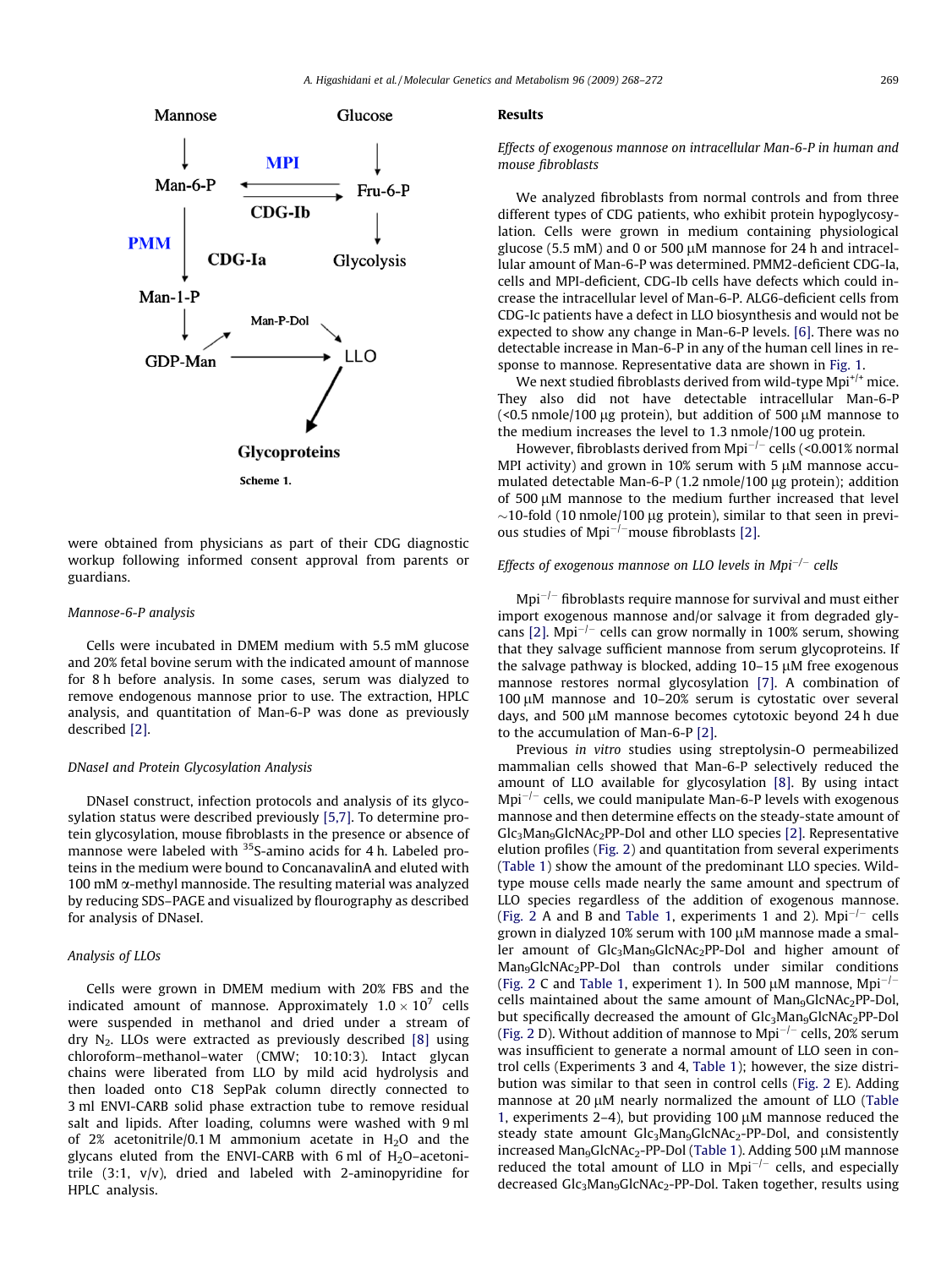Mannose → Man-6-P; Glucose → Fru-6-P; Man-6-P ⇄ Fru-6-P (MPI, CDG-Ib); Fru-6-P → Glycolysis; Man-6-P → Man-1-P (PMM, CDG-Ia); Man-1-P → GDP-Man; GDP-Man → Man-P-Dol → LLO; GDP-Man → LLO; LLO → Glycoproteins

**Scheme 1.**

were obtained from physicians as part of their CDG diagnostic workup following informed consent approval from parents or guardians.

### Mannose-6-P analysis

Cells were incubated in DMEM medium with 5.5 mM glucose and 20% fetal bovine serum with the indicated amount of mannose for 8 h before analysis. In some cases, serum was dialyzed to remove endogenous mannose prior to use. The extraction, HPLC analysis, and quantitation of Man-6-P was done as previously described [2].

### DNaseI and Protein Glycosylation Analysis

DNaseI construct, infection protocols and analysis of its glycosylation status were described previously [5,7]. To determine protein glycosylation, mouse fibroblasts in the presence or absence of mannose were labeled with $^{35}$S-amino acids for 4 h. Labeled proteins in the medium were bound to ConcanavalinA and eluted with 100 mM α-methyl mannoside. The resulting material was analyzed by reducing SDS–PAGE and visualized by flourography as described for analysis of DNaseI.

### Analysis of LLOs

Cells were grown in DMEM medium with 20% FBS and the indicated amount of mannose. Approximately $1.0 \times 10^7$ cells were suspended in methanol and dried under a stream of dry $N_2$. LLOs were extracted as previously described [8] using chloroform–methanol–water (CMW; 10:10:3). Intact glycan chains were liberated from LLO by mild acid hydrolysis and then loaded onto C18 SepPak column directly connected to 3 ml ENVI-CARB solid phase extraction tube to remove residual salt and lipids. After loading, columns were washed with 9 ml of 2% acetonitrile/0.1 M ammonium acetate in $H_2O$ and the glycans eluted from the ENVI-CARB with 6 ml of $H_2O$–acetonitrile (3:1, v/v), dried and labeled with 2-aminopyridine for HPLC analysis.

## Results

### *Effects of exogenous mannose on intracellular Man-6-P in human and mouse fibroblasts*

We analyzed fibroblasts from normal controls and from three different types of CDG patients, who exhibit protein hypoglycosylation. Cells were grown in medium containing physiological glucose (5.5 mM) and 0 or 500 μM mannose for 24 h and intracellular amount of Man-6-P was determined. PMM2-deficient CDG-Ia, cells and MPI-deficient, CDG-Ib cells have defects which could increase the intracellular level of Man-6-P. ALG6-deficient cells from CDG-Ic patients have a defect in LLO biosynthesis and would not be expected to show any change in Man-6-P levels. [6]. There was no detectable increase in Man-6-P in any of the human cell lines in response to mannose. Representative data are shown in Fig. 1.

We next studied fibroblasts derived from wild-type $Mpi^{+/+}$ mice. They also did not have detectable intracellular Man-6-P (<0.5 nmole/100 μg protein), but addition of 500 μM mannose to the medium increases the level to 1.3 nmole/100 ug protein.

However, fibroblasts derived from $Mpi^{-/-}$ cells (<0.001% normal MPI activity) and grown in 10% serum with 5 μM mannose accumulated detectable Man-6-P (1.2 nmole/100 μg protein); addition of 500 μM mannose to the medium further increased that level ~10-fold (10 nmole/100 μg protein), similar to that seen in previous studies of $Mpi^{-/-}$mouse fibroblasts [2].

### *Effects of exogenous mannose on LLO levels in $Mpi^{-/-}$ cells*

$Mpi^{-/-}$ fibroblasts require mannose for survival and must either import exogenous mannose and/or salvage it from degraded glycans [2]. $Mpi^{-/-}$ cells can grow normally in 100% serum, showing that they salvage sufficient mannose from serum glycoproteins. If the salvage pathway is blocked, adding 10–15 μM free exogenous mannose restores normal glycosylation [7]. A combination of 100 μM mannose and 10–20% serum is cytostatic over several days, and 500 μM mannose becomes cytotoxic beyond 24 h due to the accumulation of Man-6-P [2].

Previous *in vitro* studies using streptolysin-O permeabilized mammalian cells showed that Man-6-P selectively reduced the amount of LLO available for glycosylation [8]. By using intact $Mpi^{-/-}$ cells, we could manipulate Man-6-P levels with exogenous mannose and then determine effects on the steady-state amount of $Glc_3Man_9GlcNAc_2$PP-Dol and other LLO species [2]. Representative elution profiles (Fig. 2) and quantitation from several experiments (Table 1) show the amount of the predominant LLO species. Wild-type mouse cells made nearly the same amount and spectrum of LLO species regardless of the addition of exogenous mannose. (Fig. 2 A and B and Table 1, experiments 1 and 2). $Mpi^{-/-}$ cells grown in dialyzed 10% serum with 100 μM mannose made a smaller amount of $Glc_3Man_9GlcNAc_2$PP-Dol and higher amount of $Man_9GlcNAc_2$PP-Dol than controls under similar conditions (Fig. 2 C and Table 1, experiment 1). In 500 μM mannose, $Mpi^{-/-}$ cells maintained about the same amount of $Man_9GlcNAc_2$PP-Dol, but specifically decreased the amount of $Glc_3Man_9GlcNAc_2$PP-Dol (Fig. 2 D). Without addition of mannose to $Mpi^{-/-}$ cells, 20% serum was insufficient to generate a normal amount of LLO seen in control cells (Experiments 3 and 4, Table 1); however, the size distribution was similar to that seen in control cells (Fig. 2 E). Adding mannose at 20 μM nearly normalized the amount of LLO (Table 1, experiments 2–4), but providing 100 μM mannose reduced the steady state amount $Glc_3Man_9GlcNAc_2$-PP-Dol, and consistently increased $Man_9GlcNAc_2$-PP-Dol (Table 1). Adding 500 μM mannose reduced the total amount of LLO in $Mpi^{-/-}$ cells, and especially decreased $Glc_3Man_9GlcNAc_2$-PP-Dol. Taken together, results using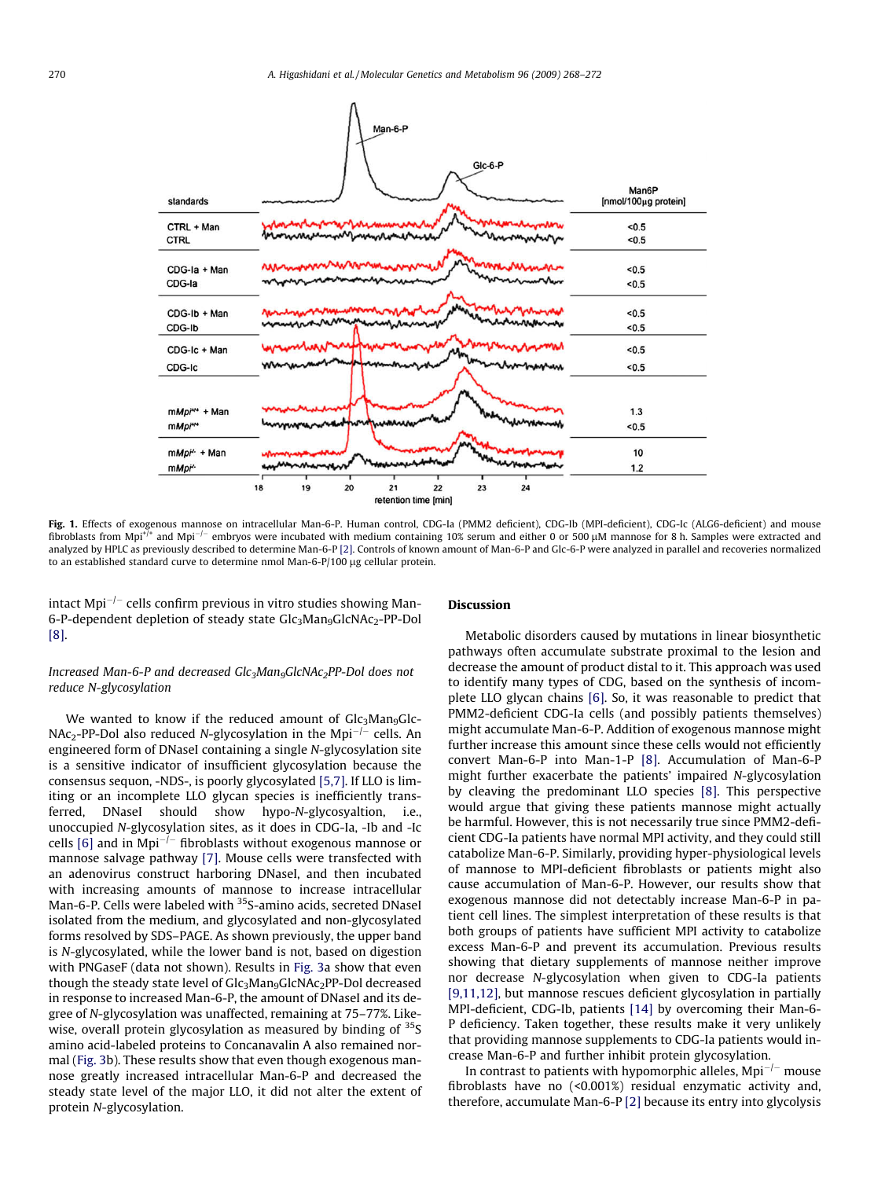Fig. 1. Effects of exogenous mannose on intracellular Man-6-P. Human control, CDG-Ia (PMM2 deficient), CDG-Ib (MPI-deficient), CDG-Ic (ALG6-deficient) and mouse fibroblasts from $Mpi^{+/+}$ and $Mpi^{-/-}$ embryos were incubated with medium containing 10% serum and either 0 or 500 μM mannose for 8 h. Samples were extracted and analyzed by HPLC as previously described to determine Man-6-P [2]. Controls of known amount of Man-6-P and Glc-6-P were analyzed in parallel and recoveries normalized to an established standard curve to determine nmol Man-6-P/100 μg cellular protein.

intact $Mpi^{-/-}$ cells confirm previous in vitro studies showing Man-6-P-dependent depletion of steady state $Glc_3Man_9GlcNAc_2$-PP-Dol [8].

### *Increased Man-6-P and decreased $Glc_3Man_9GlcNAc_2$PP-Dol does not reduce N-glycosylation*

We wanted to know if the reduced amount of $Glc_3Man_9GlcNAc_2$-PP-Dol also reduced *N*-glycosylation in the $Mpi^{-/-}$ cells. An engineered form of DNaseI containing a single *N*-glycosylation site is a sensitive indicator of insufficient glycosylation because the consensus sequon, -NDS-, is poorly glycosylated [5,7]. If LLO is limiting or an incomplete LLO glycan species is inefficiently transferred, DNaseI should show hypo-*N*-glycosyaltion, i.e., unoccupied *N*-glycosylation sites, as it does in CDG-Ia, -Ib and -Ic cells [6] and in $Mpi^{-/-}$ fibroblasts without exogenous mannose or mannose salvage pathway [7]. Mouse cells were transfected with an adenovirus construct harboring DNaseI, and then incubated with increasing amounts of mannose to increase intracellular Man-6-P. Cells were labeled with $^{35}$S-amino acids, secreted DNaseI isolated from the medium, and glycosylated and non-glycosylated forms resolved by SDS–PAGE. As shown previously, the upper band is *N*-glycosylated, while the lower band is not, based on digestion with PNGaseF (data not shown). Results in Fig. 3a show that even though the steady state level of $Glc_3Man_9GlcNAc_2$PP-Dol decreased in response to increased Man-6-P, the amount of DNaseI and its degree of *N*-glycosylation was unaffected, remaining at 75–77%. Likewise, overall protein glycosylation as measured by binding of $^{35}$S amino acid-labeled proteins to Concanavalin A also remained normal (Fig. 3b). These results show that even though exogenous mannose greatly increased intracellular Man-6-P and decreased the steady state level of the major LLO, it did not alter the extent of protein *N*-glycosylation.

## Discussion

Metabolic disorders caused by mutations in linear biosynthetic pathways often accumulate substrate proximal to the lesion and decrease the amount of product distal to it. This approach was used to identify many types of CDG, based on the synthesis of incomplete LLO glycan chains [6]. So, it was reasonable to predict that PMM2-deficient CDG-Ia cells (and possibly patients themselves) might accumulate Man-6-P. Addition of exogenous mannose might further increase this amount since these cells would not efficiently convert Man-6-P into Man-1-P [8]. Accumulation of Man-6-P might further exacerbate the patients' impaired *N*-glycosylation by cleaving the predominant LLO species [8]. This perspective would argue that giving these patients mannose might actually be harmful. However, this is not necessarily true since PMM2-deficient CDG-Ia patients have normal MPI activity, and they could still catabolize Man-6-P. Similarly, providing hyper-physiological levels of mannose to MPI-deficient fibroblasts or patients might also cause accumulation of Man-6-P. However, our results show that exogenous mannose did not detectably increase Man-6-P in patient cell lines. The simplest interpretation of these results is that both groups of patients have sufficient MPI activity to catabolize excess Man-6-P and prevent its accumulation. Previous results showing that dietary supplements of mannose neither improve nor decrease *N*-glycosylation when given to CDG-Ia patients [9,11,12], but mannose rescues deficient glycosylation in partially MPI-deficient, CDG-Ib, patients [14] by overcoming their Man-6-P deficiency. Taken together, these results make it very unlikely that providing mannose supplements to CDG-Ia patients would increase Man-6-P and further inhibit protein glycosylation.

In contrast to patients with hypomorphic alleles, $Mpi^{-/-}$ mouse fibroblasts have no (<0.001%) residual enzymatic activity and, therefore, accumulate Man-6-P [2] because its entry into glycolysis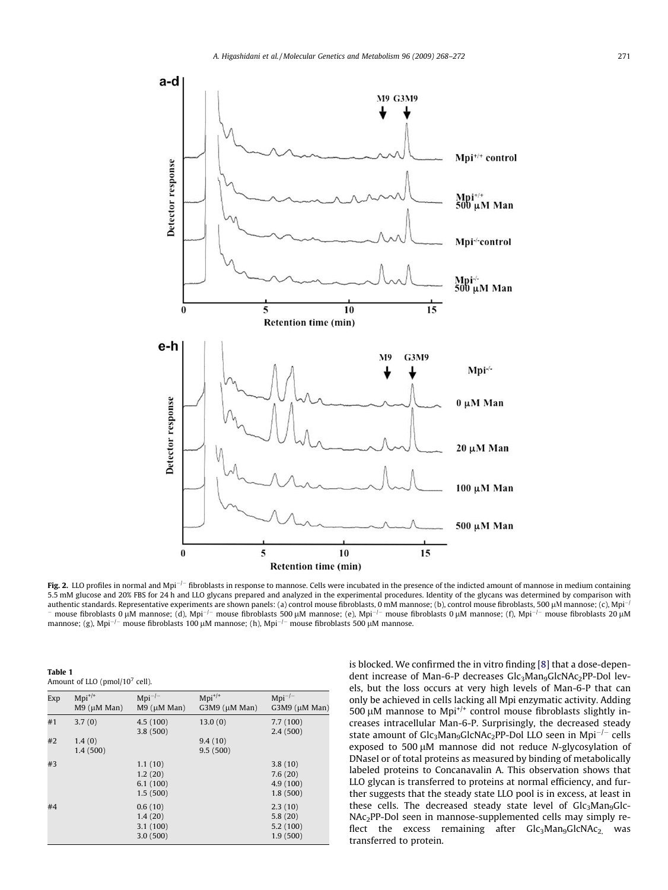Fig. 2. LLO profiles in normal and $Mpi^{-/-}$ fibroblasts in response to mannose. Cells were incubated in the presence of the indicted amount of mannose in medium containing 5.5 mM glucose and 20% FBS for 24 h and LLO glycans prepared and analyzed in the experimental procedures. Identity of the glycans was determined by comparison with authentic standards. Representative experiments are shown panels: (a) control mouse fibroblasts, 0 mM mannose; (b), control mouse fibroblasts, 500 μM mannose; (c), $Mpi^{-/-}$ mouse fibroblasts 0 μM mannose; (d), $Mpi^{-/-}$ mouse fibroblasts 500 μM mannose; (e), $Mpi^{-/-}$ mouse fibroblasts 0 μM mannose; (f), $Mpi^{-/-}$ mouse fibroblasts 20 μM mannose; (g), $Mpi^{-/-}$ mouse fibroblasts 100 μM mannose; (h), $Mpi^{-/-}$ mouse fibroblasts 500 μM mannose.

**Table 1**
Amount of LLO (pmol/$10^7$ cell).

| Exp | $Mpi^{+/+}$ M9 (μM Man) | $Mpi^{-/-}$ M9 (μM Man) | $Mpi^{+/+}$ G3M9 (μM Man) | $Mpi^{-/-}$ G3M9 (μM Man) |
|---|---|---|---|---|
| #1 | 3.7 (0) | 4.5 (100)<br>3.8 (500) | 13.0 (0) | 7.7 (100)<br>2.4 (500) |
| #2 | 1.4 (0)<br>1.4 (500) | | 9.4 (10)<br>9.5 (500) | |
| #3 | | 1.1 (10)<br>1.2 (20)<br>6.1 (100)<br>1.5 (500) | | 3.8 (10)<br>7.6 (20)<br>4.9 (100)<br>1.8 (500) |
| #4 | | 0.6 (10)<br>1.4 (20)<br>3.1 (100)<br>3.0 (500) | | 2.3 (10)<br>5.8 (20)<br>5.2 (100)<br>1.9 (500) |

is blocked. We confirmed the in vitro finding [8] that a dose-dependent increase of Man-6-P decreases $Glc_3Man_9GlcNAc_2$PP-Dol levels, but the loss occurs at very high levels of Man-6-P that can only be achieved in cells lacking all Mpi enzymatic activity. Adding 500 μM mannose to $Mpi^{+/+}$ control mouse fibroblasts slightly increases intracellular Man-6-P. Surprisingly, the decreased steady state amount of $Glc_3Man_9GlcNAc_2$PP-Dol LLO seen in $Mpi^{-/-}$ cells exposed to 500 μM mannose did not reduce *N*-glycosylation of DNaseI or of total proteins as measured by binding of metabolically labeled proteins to Concanavalin A. This observation shows that LLO glycan is transferred to proteins at normal efficiency, and further suggests that the steady state LLO pool is in excess, at least in these cells. The decreased steady state level of $Glc_3Man_9GlcNAc_2$PP-Dol seen in mannose-supplemented cells may simply reflect the excess remaining after $Glc_3Man_9GlcNAc_2$ was transferred to protein.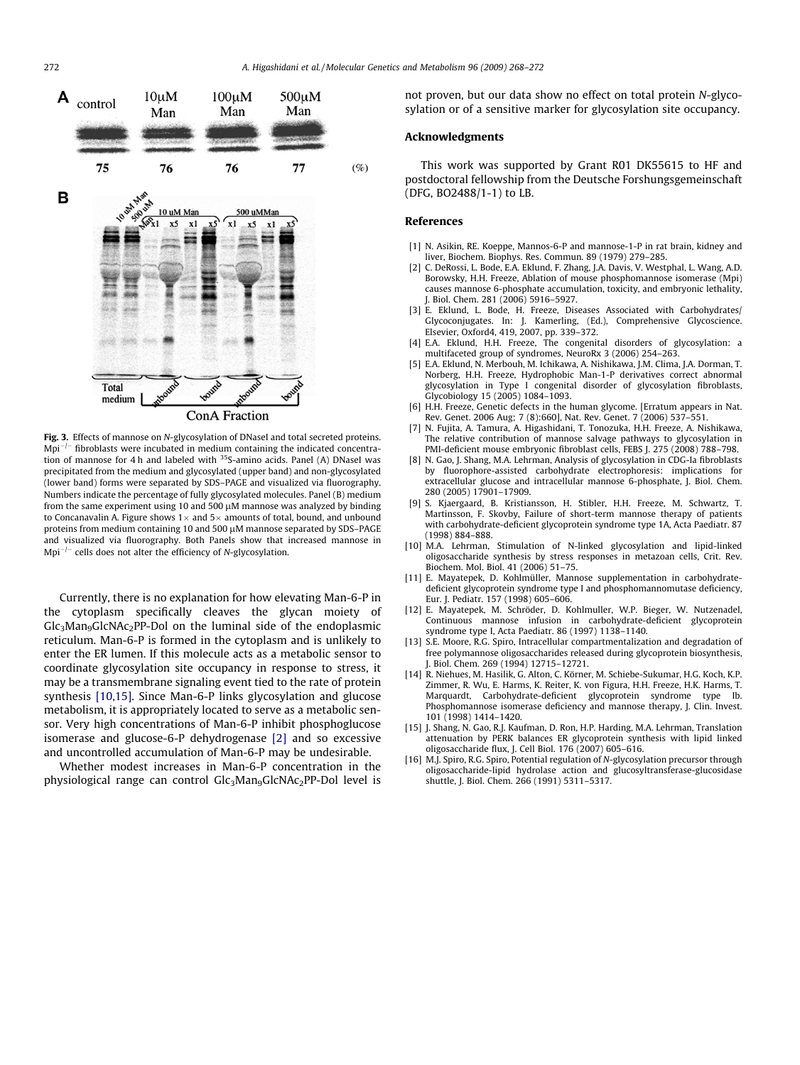A control 10μM Man 100μM Man 500μM Man

75 76 76 77 (%)

B

10 uM Man 500 uM Man

10 uM Man x1 x5 x1 x5

500 uMMan x1 x5 x1 x5

Total medium unbound bound unbound bound

ConA Fraction

**Fig. 3.** Effects of mannose on *N*-glycosylation of DNaseI and total secreted proteins. $Mpi^{-/-}$ fibroblasts were incubated in medium containing the indicated concentration of mannose for 4 h and labeled with $^{35}$S-amino acids. Panel (A) DNaseI was precipitated from the medium and glycosylated (upper band) and non-glycosylated (lower band) forms were separated by SDS–PAGE and visualized via fluorography. Numbers indicate the percentage of fully glycosylated molecules. Panel (B) medium from the same experiment using 10 and 500 μM mannose was analyzed by binding to Concanavalin A. Figure shows 1× and 5× amounts of total, bound, and unbound proteins from medium containing 10 and 500 μM mannose separated by SDS–PAGE and visualized via fluorography. Both Panels show that increased mannose in $Mpi^{-/-}$ cells does not alter the efficiency of *N*-glycosylation.

Currently, there is no explanation for how elevating Man-6-P in the cytoplasm specifically cleaves the glycan moiety of $Glc_3Man_9GlcNAc_2$PP-Dol on the luminal side of the endoplasmic reticulum. Man-6-P is formed in the cytoplasm and is unlikely to enter the ER lumen. If this molecule acts as a metabolic sensor to coordinate glycosylation site occupancy in response to stress, it may be a transmembrane signaling event tied to the rate of protein synthesis [10,15]. Since Man-6-P links glycosylation and glucose metabolism, it is appropriately located to serve as a metabolic sensor. Very high concentrations of Man-6-P inhibit phosphoglucose isomerase and glucose-6-P dehydrogenase [2] and so excessive and uncontrolled accumulation of Man-6-P may be undesirable.

Whether modest increases in Man-6-P concentration in the physiological range can control $Glc_3Man_9GlcNAc_2$PP-Dol level is not proven, but our data show no effect on total protein *N*-glycosylation or of a sensitive marker for glycosylation site occupancy.

## Acknowledgments

This work was supported by Grant R01 DK55615 to HF and postdoctoral fellowship from the Deutsche Forshungsgemeinschaft (DFG, BO2488/1-1) to LB.

## References

[1] N. Asikin, RE. Koeppe, Mannos-6-P and mannose-1-P in rat brain, kidney and liver, Biochem. Biophys. Res. Commun. 89 (1979) 279–285.

[2] C. DeRossi, L. Bode, E.A. Eklund, F. Zhang, J.A. Davis, V. Westphal, L. Wang, A.D. Borowsky, H.H. Freeze, Ablation of mouse phosphomannose isomerase (Mpi) causes mannose 6-phosphate accumulation, toxicity, and embryonic lethality, J. Biol. Chem. 281 (2006) 5916–5927.

[3] E. Eklund, L. Bode, H. Freeze, Diseases Associated with Carbohydrates/Glycoconjugates. In: J. Kamerling, (Ed.), Comprehensive Glycoscience. Elsevier, Oxford4, 419, 2007, pp. 339–372.

[4] E.A. Eklund, H.H. Freeze, The congenital disorders of glycosylation: a multifaceted group of syndromes, NeuroRx 3 (2006) 254–263.

[5] E.A. Eklund, N. Merbouh, M. Ichikawa, A. Nishikawa, J.M. Clima, J.A. Dorman, T. Norberg, H.H. Freeze, Hydrophobic Man-1-P derivatives correct abnormal glycosylation in Type I congenital disorder of glycosylation fibroblasts, Glycobiology 15 (2005) 1084–1093.

[6] H.H. Freeze, Genetic defects in the human glycome. [Erratum appears in Nat. Rev. Genet. 2006 Aug; 7 (8):660], Nat. Rev. Genet. 7 (2006) 537–551.

[7] N. Fujita, A. Tamura, A. Higashidani, T. Tonozuka, H.H. Freeze, A. Nishikawa, The relative contribution of mannose salvage pathways to glycosylation in PMI-deficient mouse embryonic fibroblast cells, FEBS J. 275 (2008) 788–798.

[8] N. Gao, J. Shang, M.A. Lehrman, Analysis of glycosylation in CDG-Ia fibroblasts by fluorophore-assisted carbohydrate electrophoresis: implications for extracellular glucose and intracellular mannose 6-phosphate, J. Biol. Chem. 280 (2005) 17901–17909.

[9] S. Kjaergaard, B. Kristiansson, H. Stibler, H.H. Freeze, M. Schwartz, T. Martinsson, F. Skovby, Failure of short-term mannose therapy of patients with carbohydrate-deficient glycoprotein syndrome type 1A, Acta Paediatr. 87 (1998) 884–888.

[10] M.A. Lehrman, Stimulation of N-linked glycosylation and lipid-linked oligosaccharide synthesis by stress responses in metazoan cells, Crit. Rev. Biochem. Mol. Biol. 41 (2006) 51–75.

[11] E. Mayatepek, D. Kohlmüller, Mannose supplementation in carbohydrate-deficient glycoprotein syndrome type I and phosphomannomutase deficiency, Eur. J. Pediatr. 157 (1998) 605–606.

[12] E. Mayatepek, M. Schröder, D. Kohlmuller, W.P. Bieger, W. Nutzenadel, Continuous mannose infusion in carbohydrate-deficient glycoprotein syndrome type I, Acta Paediatr. 86 (1997) 1138–1140.

[13] S.E. Moore, R.G. Spiro, Intracellular compartmentalization and degradation of free polymannose oligosaccharides released during glycoprotein biosynthesis, J. Biol. Chem. 269 (1994) 12715–12721.

[14] R. Niehues, M. Hasilik, G. Alton, C. Körner, M. Schiebe-Sukumar, H.G. Koch, K.P. Zimmer, R. Wu, E. Harms, K. Reiter, K. von Figura, H.H. Freeze, H.K. Harms, T. Marquardt, Carbohydrate-deficient glycoprotein syndrome type Ib. Phosphomannose isomerase deficiency and mannose therapy, J. Clin. Invest. 101 (1998) 1414–1420.

[15] J. Shang, N. Gao, R.J. Kaufman, D. Ron, H.P. Harding, M.A. Lehrman, Translation attenuation by PERK balances ER glycoprotein synthesis with lipid linked oligosaccharide flux, J. Cell Biol. 176 (2007) 605–616.

[16] M.J. Spiro, R.G. Spiro, Potential regulation of *N*-glycosylation precursor through oligosaccharide-lipid hydrolase action and glucosyltransferase-glucosidase shuttle, J. Biol. Chem. 266 (1991) 5311–5317.